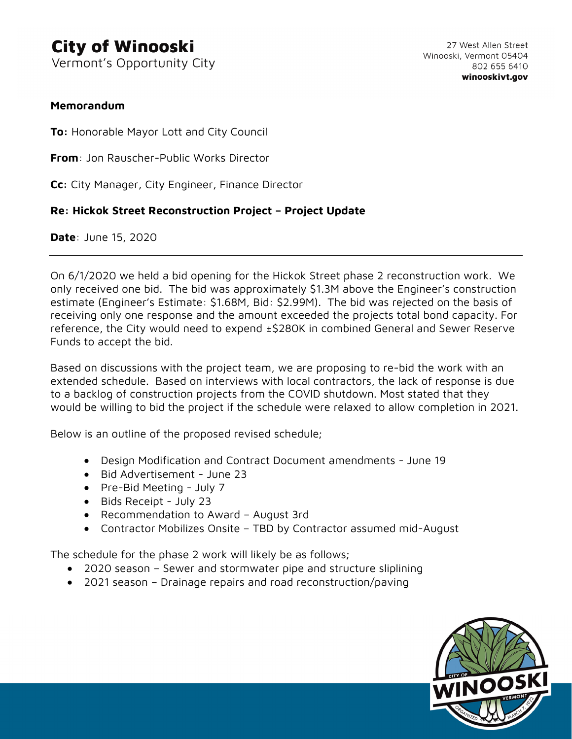# City of Winooski

Vermont's Opportunity City

27 West Allen Street
Winooski, Vermont 05404
802 655 6410
**winooskivt.gov**

**Memorandum**

**To:** Honorable Mayor Lott and City Council

**From**: Jon Rauscher-Public Works Director

**Cc:** City Manager, City Engineer, Finance Director

**Re: Hickok Street Reconstruction Project – Project Update**

**Date**: June 15, 2020

---

On 6/1/2020 we held a bid opening for the Hickok Street phase 2 reconstruction work. We only received one bid. The bid was approximately $1.3M above the Engineer's construction estimate (Engineer's Estimate: $1.68M, Bid: $2.99M). The bid was rejected on the basis of receiving only one response and the amount exceeded the projects total bond capacity. For reference, the City would need to expend ±$280K in combined General and Sewer Reserve Funds to accept the bid.

Based on discussions with the project team, we are proposing to re-bid the work with an extended schedule. Based on interviews with local contractors, the lack of response is due to a backlog of construction projects from the COVID shutdown. Most stated that they would be willing to bid the project if the schedule were relaxed to allow completion in 2021.

Below is an outline of the proposed revised schedule;

- Design Modification and Contract Document amendments - June 19
- Bid Advertisement - June 23
- Pre-Bid Meeting - July 7
- Bids Receipt - July 23
- Recommendation to Award – August 3rd
- Contractor Mobilizes Onsite – TBD by Contractor assumed mid-August

The schedule for the phase 2 work will likely be as follows;

- 2020 season – Sewer and stormwater pipe and structure sliplining
- 2021 season – Drainage repairs and road reconstruction/paving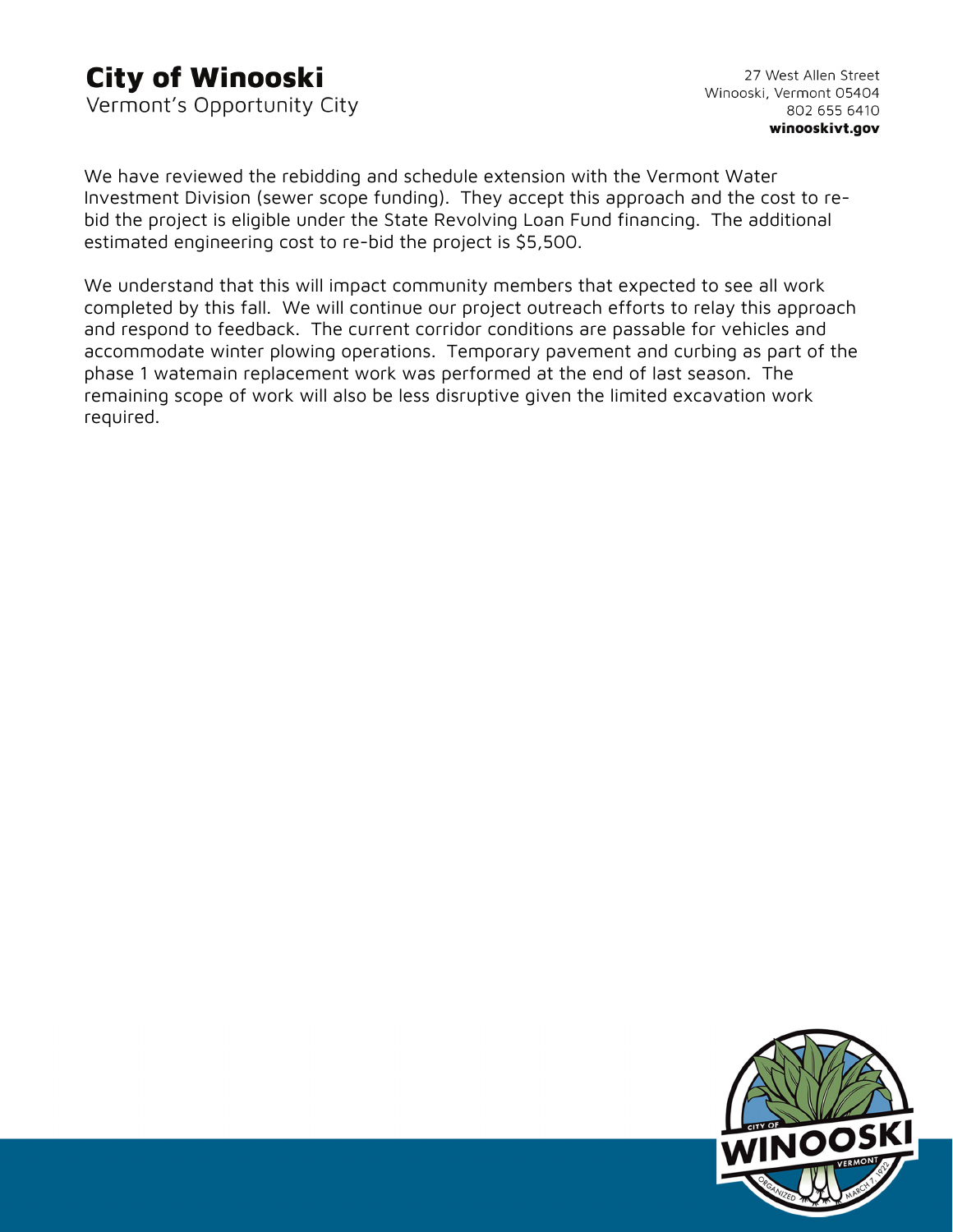We have reviewed the rebidding and schedule extension with the Vermont Water Investment Division (sewer scope funding). They accept this approach and the cost to re-bid the project is eligible under the State Revolving Loan Fund financing. The additional estimated engineering cost to re-bid the project is $5,500.

We understand that this will impact community members that expected to see all work completed by this fall. We will continue our project outreach efforts to relay this approach and respond to feedback. The current corridor conditions are passable for vehicles and accommodate winter plowing operations. Temporary pavement and curbing as part of the phase 1 watemain replacement work was performed at the end of last season. The remaining scope of work will also be less disruptive given the limited excavation work required.